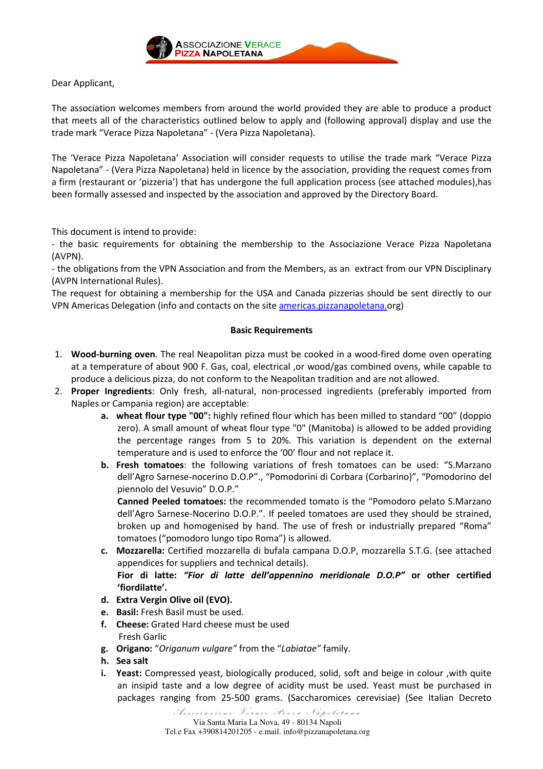Dear Applicant,

The association welcomes members from around the world provided they are able to produce a product that meets all of the characteristics outlined below to apply and (following approval) display and use the trade mark "Verace Pizza Napoletana" - (Vera Pizza Napoletana).

The 'Verace Pizza Napoletana' Association will consider requests to utilise the trade mark "Verace Pizza Napoletana" - (Vera Pizza Napoletana) held in licence by the association, providing the request comes from a firm (restaurant or 'pizzeria') that has undergone the full application process (see attached modules),has been formally assessed and inspected by the association and approved by the Directory Board.

This document is intend to provide:
- the basic requirements for obtaining the membership to the Associazione Verace Pizza Napoletana (AVPN).
- the obligations from the VPN Association and from the Members, as an extract from our VPN Disciplinary (AVPN International Rules).

The request for obtaining a membership for the USA and Canada pizzerias should be sent directly to our VPN Americas Delegation (info and contacts on the site americas.pizzanapoletana.org)

**Basic Requirements**

1. **Wood-burning oven**. The real Neapolitan pizza must be cooked in a wood-fired dome oven operating at a temperature of about 900 F. Gas, coal, electrical ,or wood/gas combined ovens, while capable to produce a delicious pizza, do not conform to the Neapolitan tradition and are not allowed.
2. **Proper Ingredients**: Only fresh, all-natural, non-processed ingredients (preferably imported from Naples or Campania region) are acceptable:
   - **a. wheat flour type "00":** highly refined flour which has been milled to standard "00" (doppio zero). A small amount of wheat flour type "0" (Manitoba) is allowed to be added providing the percentage ranges from 5 to 20%. This variation is dependent on the external temperature and is used to enforce the '00' flour and not replace it.
   - **b. Fresh tomatoes**: the following variations of fresh tomatoes can be used: "S.Marzano dell'Agro Sarnese-nocerino D.O.P"., "Pomodorini di Corbara (Corbarino)", "Pomodorino del piennolo del Vesuvio" D.O.P."

     **Canned Peeled tomatoes:** the recommended tomato is the "Pomodoro pelato S.Marzano dell'Agro Sarnese-Nocerino D.O.P.". If peeled tomatoes are used they should be strained, broken up and homogenised by hand. The use of fresh or industrially prepared "Roma" tomatoes ("pomodoro lungo tipo Roma") is allowed.
   - **c. Mozzarella:** Certified mozzarella di bufala campana D.O.P, mozzarella S.T.G. (see attached appendices for suppliers and technical details).

     **Fior di latte: *"Fior di latte dell'appennino meridionale D.O.P"* or other certified 'fiordilatte'.**
   - **d. Extra Vergin Olive oil (EVO).**
   - **e. Basil:** Fresh Basil must be used.
   - **f. Cheese:** Grated Hard cheese must be used

     Fresh Garlic
   - **g. Origano:** "*Origanum vulgare"* from the "*Labiatae"* family.
   - **h. Sea salt**
   - **i. Yeast:** Compressed yeast, biologically produced, solid, soft and beige in colour ,with quite an insipid taste and a low degree of acidity must be used. Yeast must be purchased in packages ranging from 25-500 grams. (Saccharomices cerevisiae) (See Italian Decreto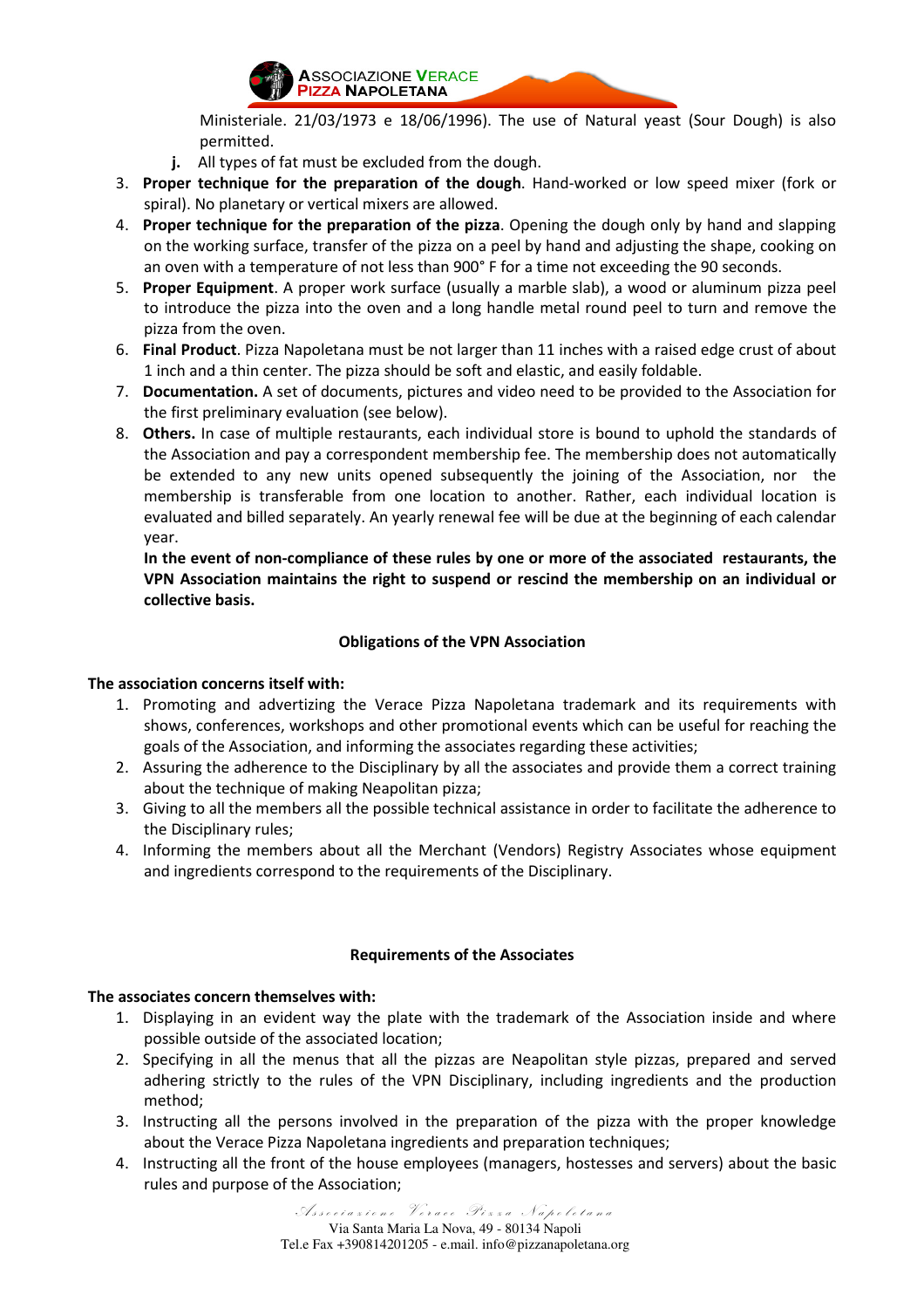Ministeriale. 21/03/1973 e 18/06/1996). The use of Natural yeast (Sour Dough) is also permitted.

   **j.** All types of fat must be excluded from the dough.

3. **Proper technique for the preparation of the dough**. Hand-worked or low speed mixer (fork or spiral). No planetary or vertical mixers are allowed.
4. **Proper technique for the preparation of the pizza**. Opening the dough only by hand and slapping on the working surface, transfer of the pizza on a peel by hand and adjusting the shape, cooking on an oven with a temperature of not less than 900° F for a time not exceeding the 90 seconds.
5. **Proper Equipment**. A proper work surface (usually a marble slab), a wood or aluminum pizza peel to introduce the pizza into the oven and a long handle metal round peel to turn and remove the pizza from the oven.
6. **Final Product**. Pizza Napoletana must be not larger than 11 inches with a raised edge crust of about 1 inch and a thin center. The pizza should be soft and elastic, and easily foldable.
7. **Documentation.** A set of documents, pictures and video need to be provided to the Association for the first preliminary evaluation (see below).
8. **Others.** In case of multiple restaurants, each individual store is bound to uphold the standards of the Association and pay a correspondent membership fee. The membership does not automatically be extended to any new units opened subsequently the joining of the Association, nor the membership is transferable from one location to another. Rather, each individual location is evaluated and billed separately. An yearly renewal fee will be due at the beginning of each calendar year.

   **In the event of non-compliance of these rules by one or more of the associated restaurants, the VPN Association maintains the right to suspend or rescind the membership on an individual or collective basis.**

### Obligations of the VPN Association

**The association concerns itself with:**

1. Promoting and advertizing the Verace Pizza Napoletana trademark and its requirements with shows, conferences, workshops and other promotional events which can be useful for reaching the goals of the Association, and informing the associates regarding these activities;
2. Assuring the adherence to the Disciplinary by all the associates and provide them a correct training about the technique of making Neapolitan pizza;
3. Giving to all the members all the possible technical assistance in order to facilitate the adherence to the Disciplinary rules;
4. Informing the members about all the Merchant (Vendors) Registry Associates whose equipment and ingredients correspond to the requirements of the Disciplinary.

### Requirements of the Associates

**The associates concern themselves with:**

1. Displaying in an evident way the plate with the trademark of the Association inside and where possible outside of the associated location;
2. Specifying in all the menus that all the pizzas are Neapolitan style pizzas, prepared and served adhering strictly to the rules of the VPN Disciplinary, including ingredients and the production method;
3. Instructing all the persons involved in the preparation of the pizza with the proper knowledge about the Verace Pizza Napoletana ingredients and preparation techniques;
4. Instructing all the front of the house employees (managers, hostesses and servers) about the basic rules and purpose of the Association;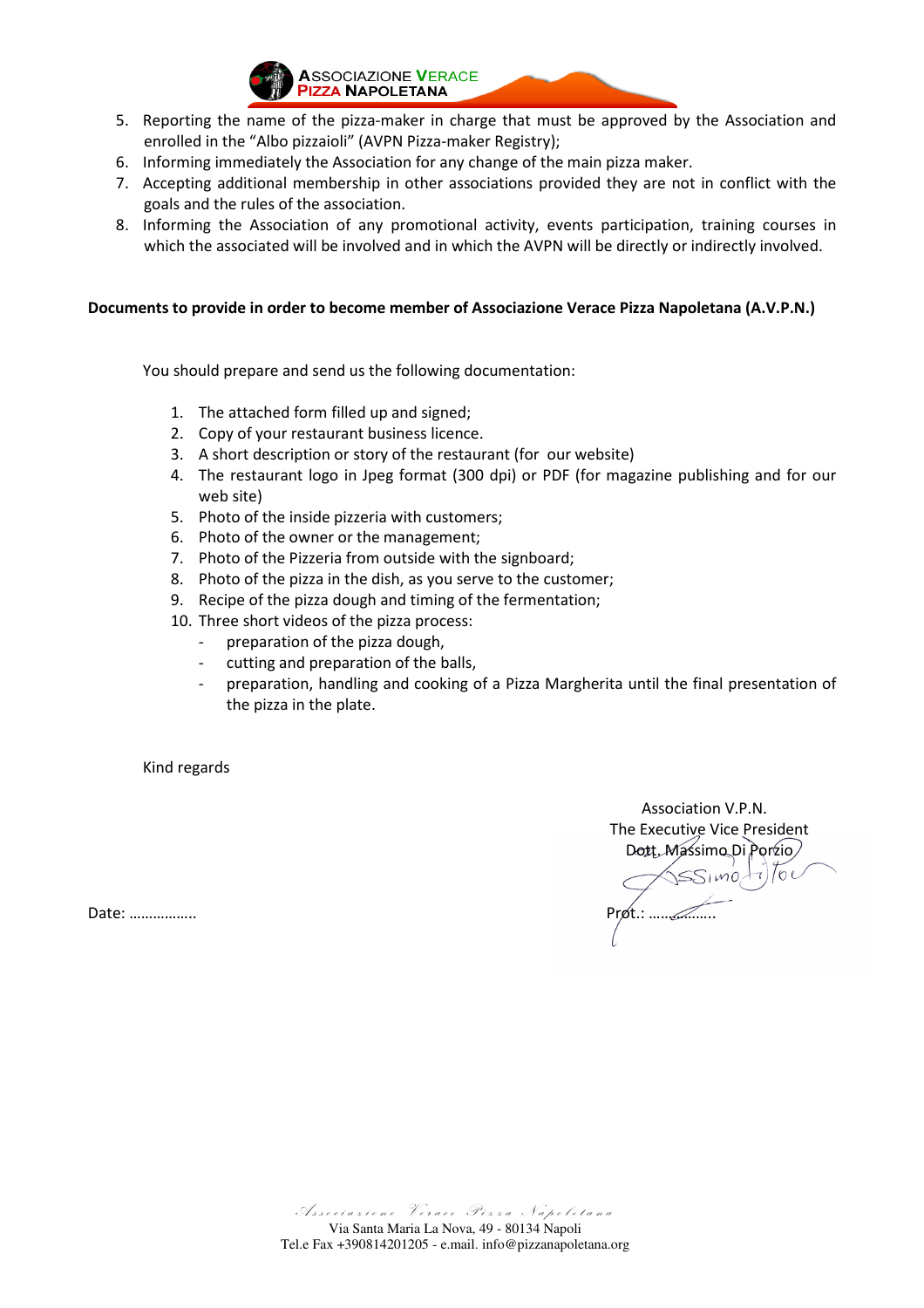5. Reporting the name of the pizza-maker in charge that must be approved by the Association and enrolled in the "Albo pizzaioli" (AVPN Pizza-maker Registry);
6. Informing immediately the Association for any change of the main pizza maker.
7. Accepting additional membership in other associations provided they are not in conflict with the goals and the rules of the association.
8. Informing the Association of any promotional activity, events participation, training courses in which the associated will be involved and in which the AVPN will be directly or indirectly involved.

**Documents to provide in order to become member of Associazione Verace Pizza Napoletana (A.V.P.N.)**

You should prepare and send us the following documentation:

1. The attached form filled up and signed;
2. Copy of your restaurant business licence.
3. A short description or story of the restaurant (for our website)
4. The restaurant logo in Jpeg format (300 dpi) or PDF (for magazine publishing and for our web site)
5. Photo of the inside pizzeria with customers;
6. Photo of the owner or the management;
7. Photo of the Pizzeria from outside with the signboard;
8. Photo of the pizza in the dish, as you serve to the customer;
9. Recipe of the pizza dough and timing of the fermentation;
10. Three short videos of the pizza process:
    - preparation of the pizza dough,
    - cutting and preparation of the balls,
    - preparation, handling and cooking of a Pizza Margherita until the final presentation of the pizza in the plate.

Kind regards

Association V.P.N.
The Executive Vice President
Dott. Massimo Di Porzio

Date: ……………..

Prot.: ……………..

*Associazione Verace Pizza Napoletana*
Via Santa Maria La Nova, 49 - 80134 Napoli
Tel.e Fax +390814201205 - e.mail. info@pizzanapoletana.org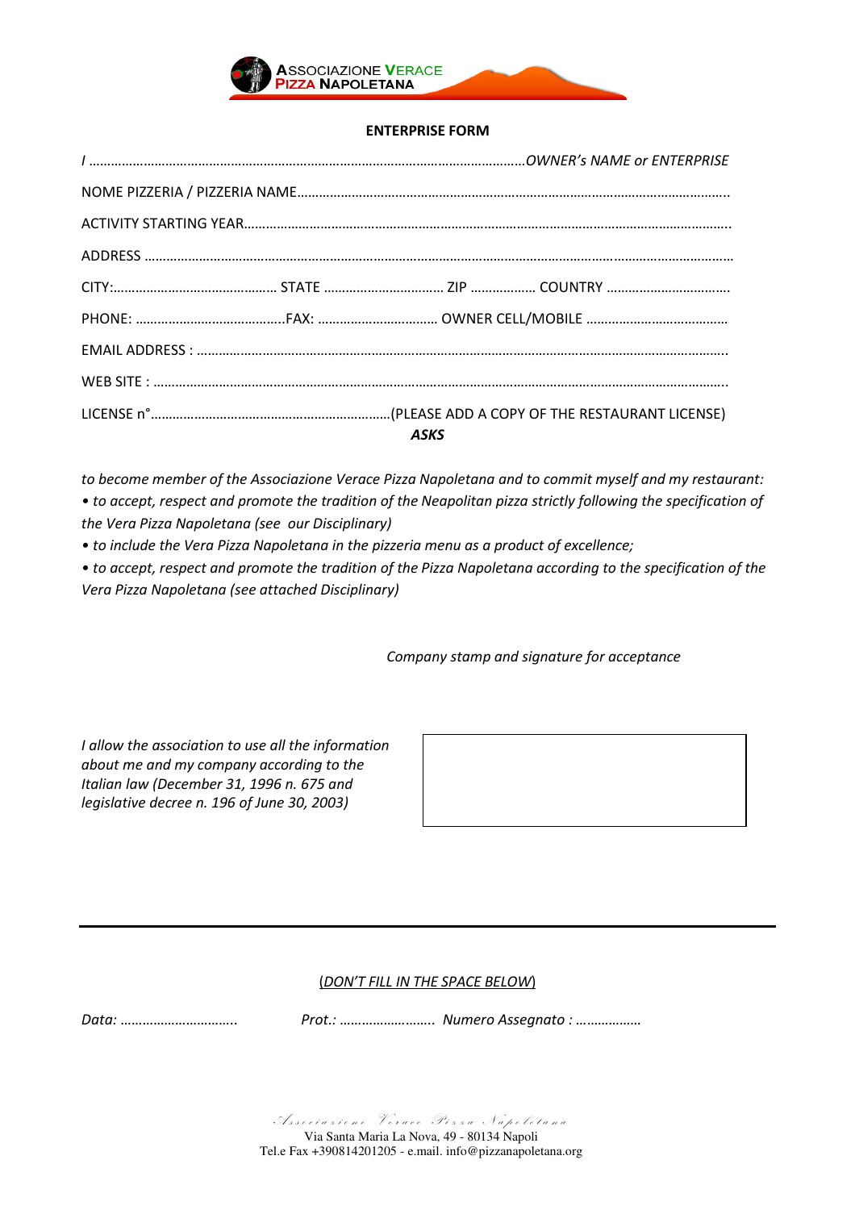ASSOCIAZIONE VERACE PIZZA NAPOLETANA

**ENTERPRISE FORM**

I ………………………………………………………………………………………………………*OWNER's NAME or ENTERPRISE*

NOME PIZZERIA / PIZZERIA NAME…………………………………………………………………………………………………..

ACTIVITY STARTING YEAR…………………………………………………………………………………………………………..

ADDRESS ……………………………………………………………………………………………………………………………………

CITY:……………………………………… STATE …………………………… ZIP ……………… COUNTRY ……………………………

PHONE: …………………………………..FAX: …………………………… OWNER CELL/MOBILE …………………………………

EMAIL ADDRESS : ………………………………………………………………………………………………………………………..

WEB SITE : ………………………………………………………………………………………………………………………………..

LICENSE n°…………………………………………………………(PLEASE ADD A COPY OF THE RESTAURANT LICENSE)

***ASKS***

*to become member of the Associazione Verace Pizza Napoletana and to commit myself and my restaurant:*

- *to accept, respect and promote the tradition of the Neapolitan pizza strictly following the specification of the Vera Pizza Napoletana (see our Disciplinary)*
- *to include the Vera Pizza Napoletana in the pizzeria menu as a product of excellence;*
- *to accept, respect and promote the tradition of the Pizza Napoletana according to the specification of the Vera Pizza Napoletana (see attached Disciplinary)*

*Company stamp and signature for acceptance*

*I allow the association to use all the information about me and my company according to the Italian law (December 31, 1996 n. 675 and legislative decree n. 196 of June 30, 2003)*

---

(*DON'T FILL IN THE SPACE BELOW*)

*Data: …………………………..* *Prot.: …………………….. Numero Assegnato : ………………*

*Associazione Verace Pizza Napoletana*
Via Santa Maria La Nova, 49 - 80134 Napoli
Tel.e Fax +390814201205 - e.mail. info@pizzanapoletana.org